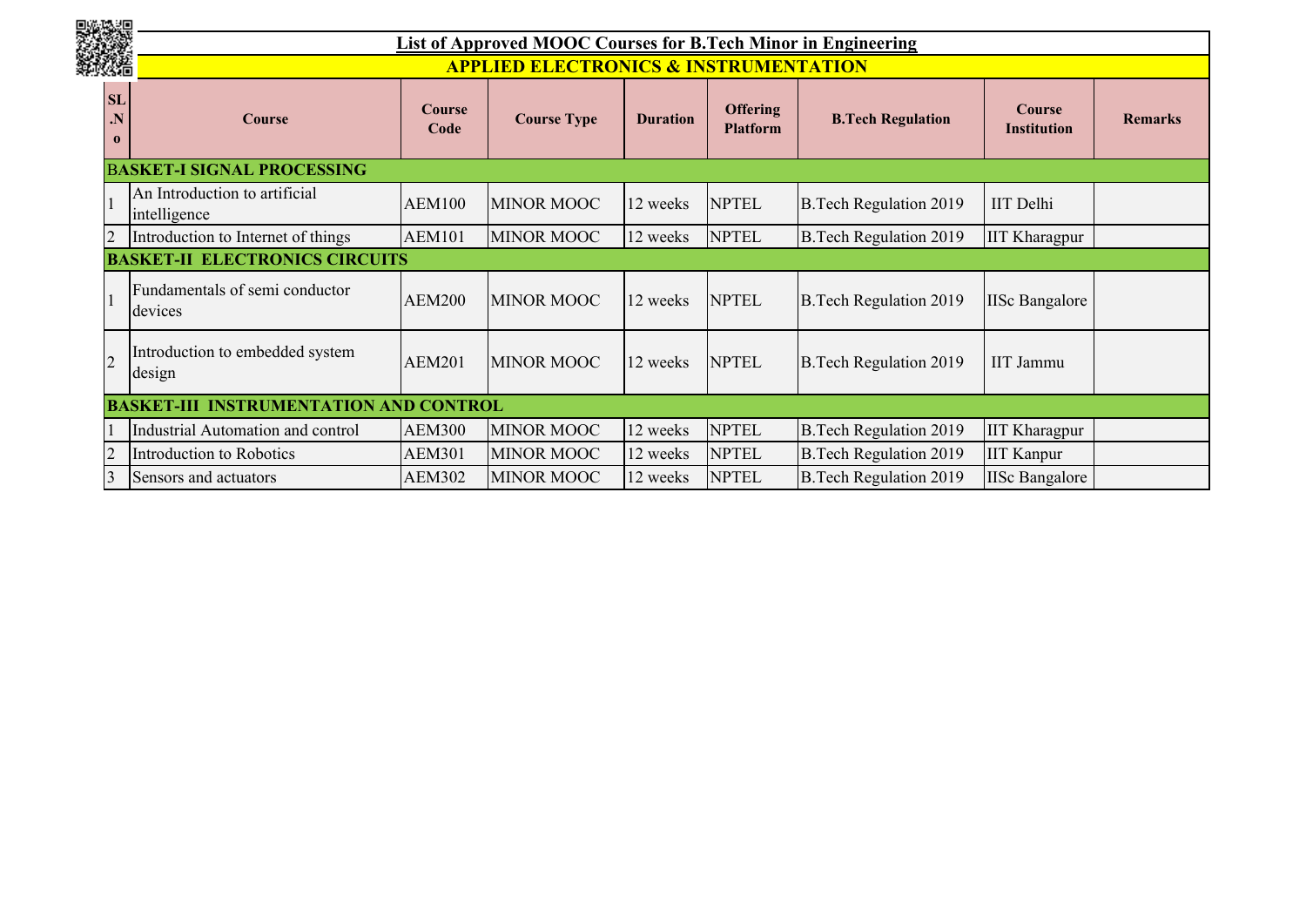# List of Approved MOOC Courses for B.Tech Minor in Engineering

## APPLIED ELECTRONICS & INSTRUMENTATION

| SL.No | Course | Course Code | Course Type | Duration | Offering Platform | B.Tech Regulation | Course Institution | Remarks |
|---|---|---|---|---|---|---|---|---|
| **BASKET-I SIGNAL PROCESSING** | | | | | | | | |
| 1 | An Introduction to artificial intelligence | AEM100 | MINOR MOOC | 12 weeks | NPTEL | B.Tech Regulation 2019 | IIT Delhi | |
| 2 | Introduction to Internet of things | AEM101 | MINOR MOOC | 12 weeks | NPTEL | B.Tech Regulation 2019 | IIT Kharagpur | |
| **BASKET-II ELECTRONICS CIRCUITS** | | | | | | | | |
| 1 | Fundamentals of semi conductor devices | AEM200 | MINOR MOOC | 12 weeks | NPTEL | B.Tech Regulation 2019 | IISc Bangalore | |
| 2 | Introduction to embedded system design | AEM201 | MINOR MOOC | 12 weeks | NPTEL | B.Tech Regulation 2019 | IIT Jammu | |
| **BASKET-III INSTRUMENTATION AND CONTROL** | | | | | | | | |
| 1 | Industrial Automation and control | AEM300 | MINOR MOOC | 12 weeks | NPTEL | B.Tech Regulation 2019 | IIT Kharagpur | |
| 2 | Introduction to Robotics | AEM301 | MINOR MOOC | 12 weeks | NPTEL | B.Tech Regulation 2019 | IIT Kanpur | |
| 3 | Sensors and actuators | AEM302 | MINOR MOOC | 12 weeks | NPTEL | B.Tech Regulation 2019 | IISc Bangalore | |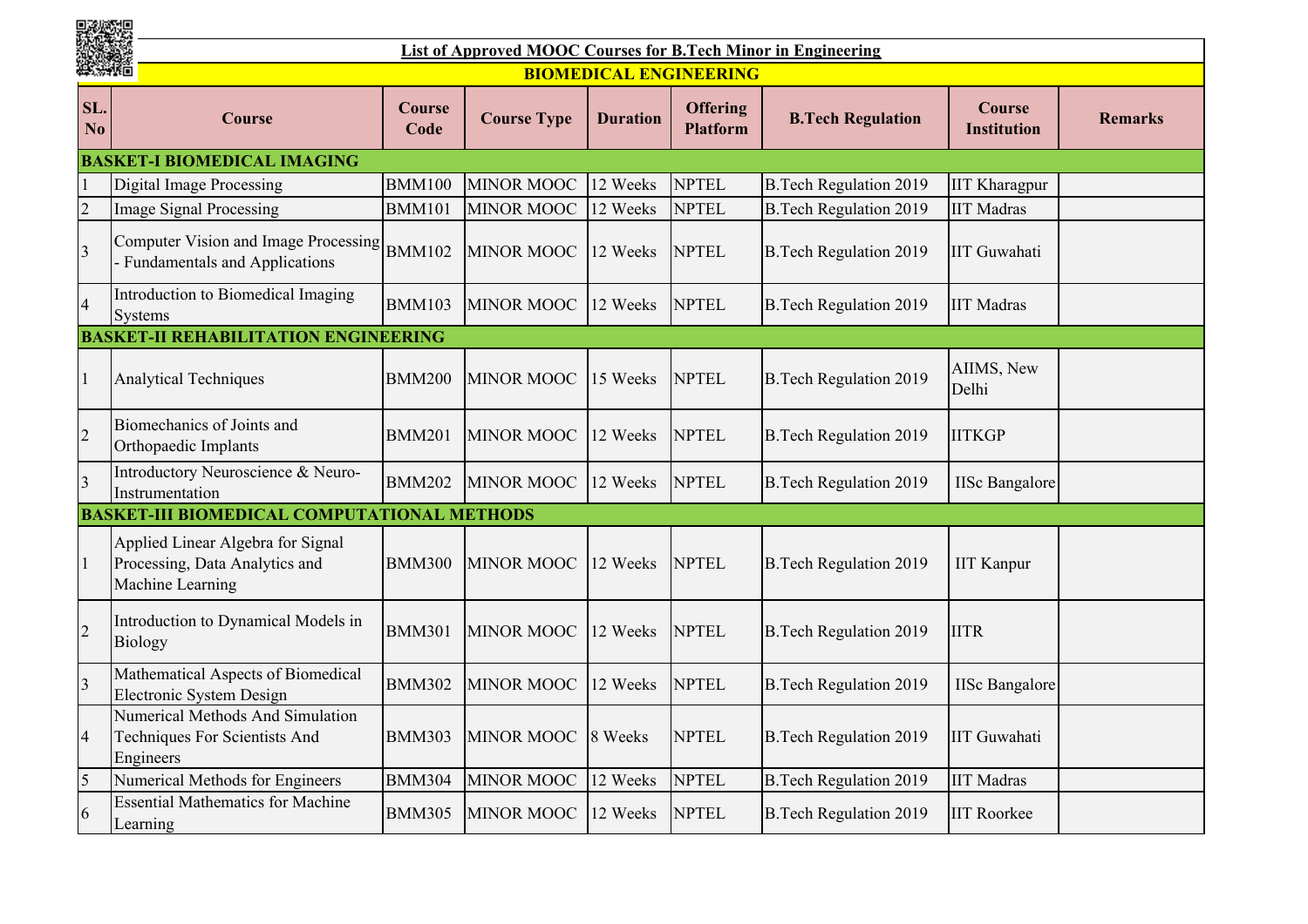## List of Approved MOOC Courses for B.Tech Minor in Engineering

### BIOMEDICAL ENGINEERING

| SL. No | Course | Course Code | Course Type | Duration | Offering Platform | B.Tech Regulation | Course Institution | Remarks |
|---|---|---|---|---|---|---|---|---|
| **BASKET-I BIOMEDICAL IMAGING** | | | | | | | | |
| 1 | Digital Image Processing | BMM100 | MINOR MOOC | 12 Weeks | NPTEL | B.Tech Regulation 2019 | IIT Kharagpur | |
| 2 | Image Signal Processing | BMM101 | MINOR MOOC | 12 Weeks | NPTEL | B.Tech Regulation 2019 | IIT Madras | |
| 3 | Computer Vision and Image Processing - Fundamentals and Applications | BMM102 | MINOR MOOC | 12 Weeks | NPTEL | B.Tech Regulation 2019 | IIT Guwahati | |
| 4 | Introduction to Biomedical Imaging Systems | BMM103 | MINOR MOOC | 12 Weeks | NPTEL | B.Tech Regulation 2019 | IIT Madras | |
| **BASKET-II REHABILITATION ENGINEERING** | | | | | | | | |
| 1 | Analytical Techniques | BMM200 | MINOR MOOC | 15 Weeks | NPTEL | B.Tech Regulation 2019 | AIIMS, New Delhi | |
| 2 | Biomechanics of Joints and Orthopaedic Implants | BMM201 | MINOR MOOC | 12 Weeks | NPTEL | B.Tech Regulation 2019 | IITKGP | |
| 3 | Introductory Neuroscience & Neuro-Instrumentation | BMM202 | MINOR MOOC | 12 Weeks | NPTEL | B.Tech Regulation 2019 | IISc Bangalore | |
| **BASKET-III BIOMEDICAL COMPUTATIONAL METHODS** | | | | | | | | |
| 1 | Applied Linear Algebra for Signal Processing, Data Analytics and Machine Learning | BMM300 | MINOR MOOC | 12 Weeks | NPTEL | B.Tech Regulation 2019 | IIT Kanpur | |
| 2 | Introduction to Dynamical Models in Biology | BMM301 | MINOR MOOC | 12 Weeks | NPTEL | B.Tech Regulation 2019 | IITR | |
| 3 | Mathematical Aspects of Biomedical Electronic System Design | BMM302 | MINOR MOOC | 12 Weeks | NPTEL | B.Tech Regulation 2019 | IISc Bangalore | |
| 4 | Numerical Methods And Simulation Techniques For Scientists And Engineers | BMM303 | MINOR MOOC | 8 Weeks | NPTEL | B.Tech Regulation 2019 | IIT Guwahati | |
| 5 | Numerical Methods for Engineers | BMM304 | MINOR MOOC | 12 Weeks | NPTEL | B.Tech Regulation 2019 | IIT Madras | |
| 6 | Essential Mathematics for Machine Learning | BMM305 | MINOR MOOC | 12 Weeks | NPTEL | B.Tech Regulation 2019 | IIT Roorkee | |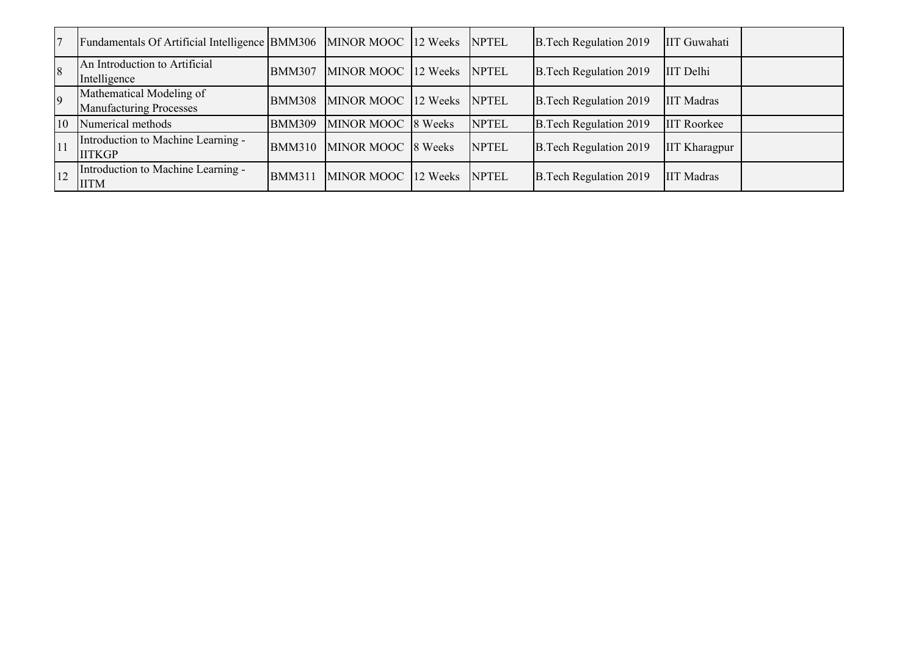| 7 | Fundamentals Of Artificial Intelligence | BMM306 | MINOR MOOC | 12 Weeks | NPTEL | B.Tech Regulation 2019 | IIT Guwahati | |
|---|---|---|---|---|---|---|---|---|
| 8 | An Introduction to Artificial Intelligence | BMM307 | MINOR MOOC | 12 Weeks | NPTEL | B.Tech Regulation 2019 | IIT Delhi | |
| 9 | Mathematical Modeling of Manufacturing Processes | BMM308 | MINOR MOOC | 12 Weeks | NPTEL | B.Tech Regulation 2019 | IIT Madras | |
| 10 | Numerical methods | BMM309 | MINOR MOOC | 8 Weeks | NPTEL | B.Tech Regulation 2019 | IIT Roorkee | |
| 11 | Introduction to Machine Learning - IITKGP | BMM310 | MINOR MOOC | 8 Weeks | NPTEL | B.Tech Regulation 2019 | IIT Kharagpur | |
| 12 | Introduction to Machine Learning - IITM | BMM311 | MINOR MOOC | 12 Weeks | NPTEL | B.Tech Regulation 2019 | IIT Madras | |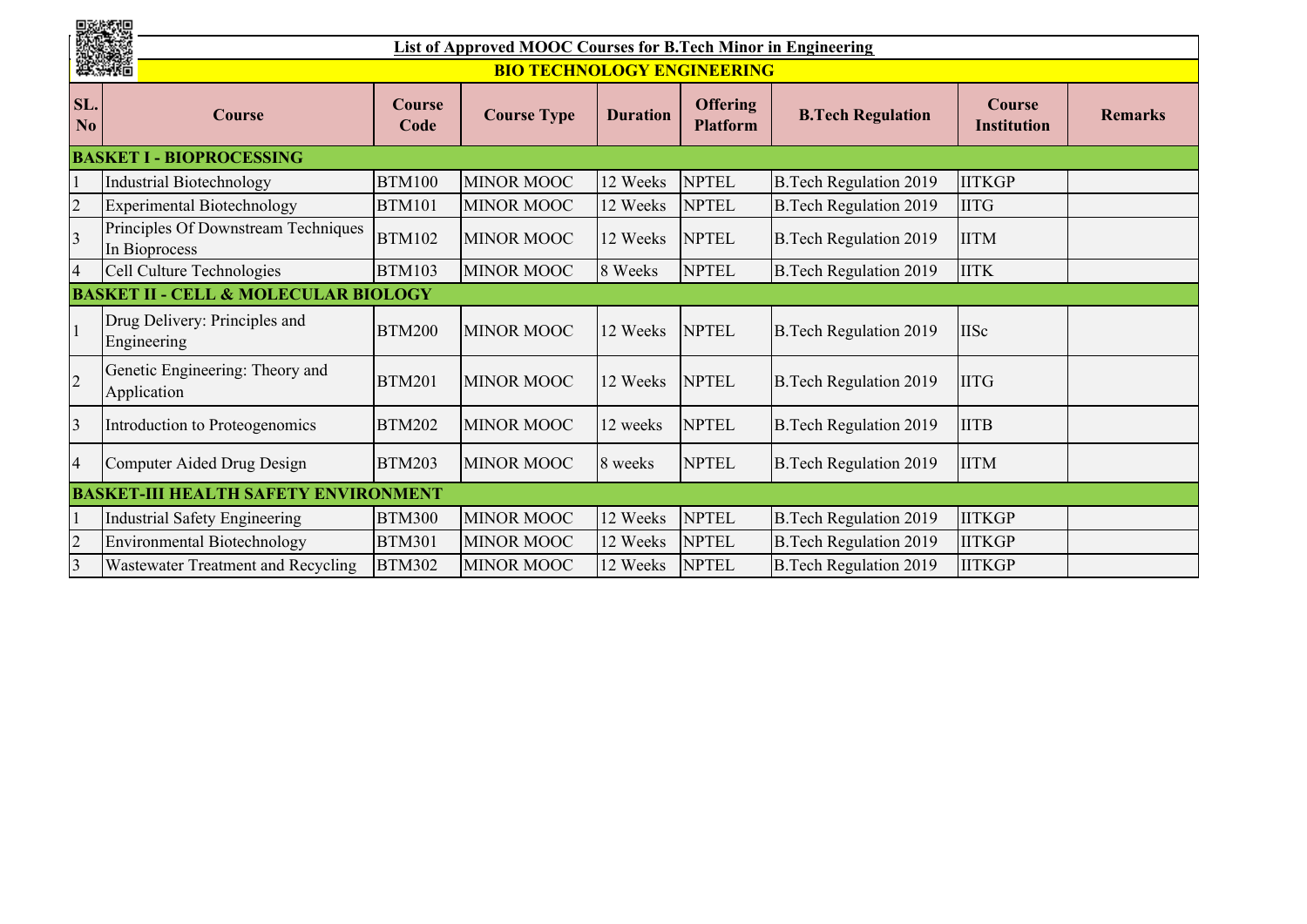## List of Approved MOOC Courses for B.Tech Minor in Engineering

### BIO TECHNOLOGY ENGINEERING

| SL. No | Course | Course Code | Course Type | Duration | Offering Platform | B.Tech Regulation | Course Institution | Remarks |
|---|---|---|---|---|---|---|---|---|
| **BASKET I - BIOPROCESSING** | | | | | | | | |
| 1 | Industrial Biotechnology | BTM100 | MINOR MOOC | 12 Weeks | NPTEL | B.Tech Regulation 2019 | IITKGP | |
| 2 | Experimental Biotechnology | BTM101 | MINOR MOOC | 12 Weeks | NPTEL | B.Tech Regulation 2019 | IITG | |
| 3 | Principles Of Downstream Techniques In Bioprocess | BTM102 | MINOR MOOC | 12 Weeks | NPTEL | B.Tech Regulation 2019 | IITM | |
| 4 | Cell Culture Technologies | BTM103 | MINOR MOOC | 8 Weeks | NPTEL | B.Tech Regulation 2019 | IITK | |
| **BASKET II - CELL & MOLECULAR BIOLOGY** | | | | | | | | |
| 1 | Drug Delivery: Principles and Engineering | BTM200 | MINOR MOOC | 12 Weeks | NPTEL | B.Tech Regulation 2019 | IISc | |
| 2 | Genetic Engineering: Theory and Application | BTM201 | MINOR MOOC | 12 Weeks | NPTEL | B.Tech Regulation 2019 | IITG | |
| 3 | Introduction to Proteogenomics | BTM202 | MINOR MOOC | 12 weeks | NPTEL | B.Tech Regulation 2019 | IITB | |
| 4 | Computer Aided Drug Design | BTM203 | MINOR MOOC | 8 weeks | NPTEL | B.Tech Regulation 2019 | IITM | |
| **BASKET-III HEALTH SAFETY ENVIRONMENT** | | | | | | | | |
| 1 | Industrial Safety Engineering | BTM300 | MINOR MOOC | 12 Weeks | NPTEL | B.Tech Regulation 2019 | IITKGP | |
| 2 | Environmental Biotechnology | BTM301 | MINOR MOOC | 12 Weeks | NPTEL | B.Tech Regulation 2019 | IITKGP | |
| 3 | Wastewater Treatment and Recycling | BTM302 | MINOR MOOC | 12 Weeks | NPTEL | B.Tech Regulation 2019 | IITKGP | |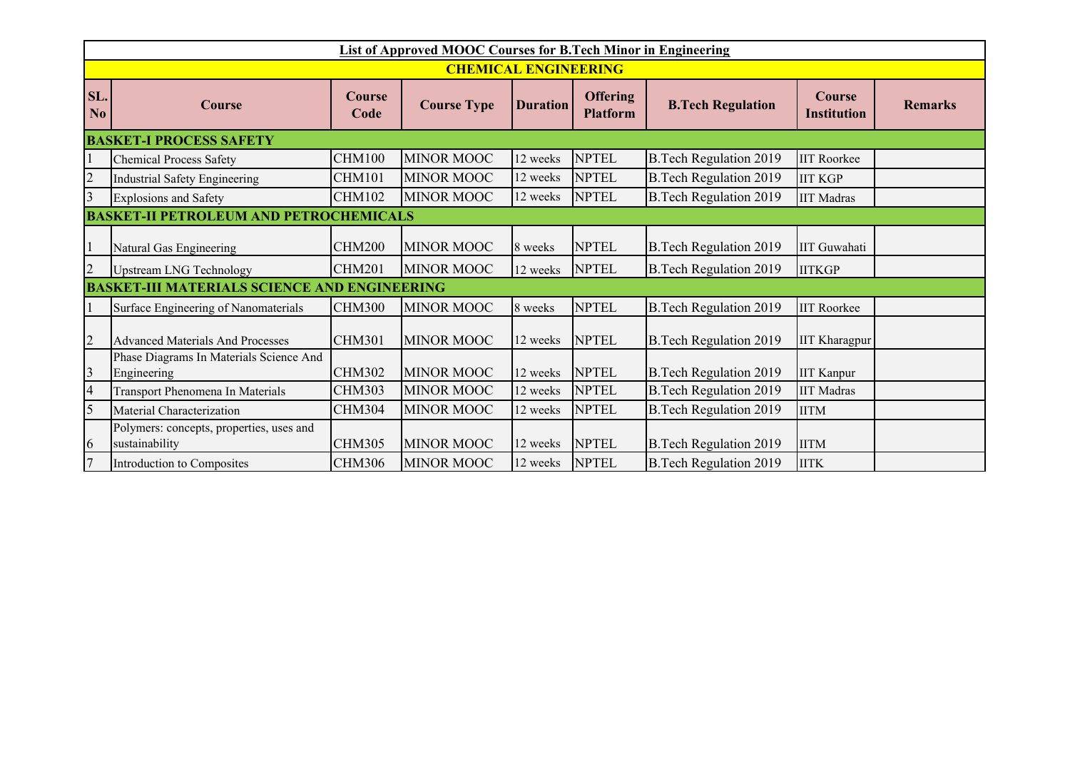| List of Approved MOOC Courses for B.Tech Minor in Engineering | | | | | | | | |
|---|---|---|---|---|---|---|---|---|
| **CHEMICAL ENGINEERING** | | | | | | | | |
| **SL. No** | **Course** | **Course Code** | **Course Type** | **Duration** | **Offering Platform** | **B.Tech Regulation** | **Course Institution** | **Remarks** |
| **BASKET-I PROCESS SAFETY** | | | | | | | | |
| 1 | Chemical Process Safety | CHM100 | MINOR MOOC | 12 weeks | NPTEL | B.Tech Regulation 2019 | IIT Roorkee | |
| 2 | Industrial Safety Engineering | CHM101 | MINOR MOOC | 12 weeks | NPTEL | B.Tech Regulation 2019 | IIT KGP | |
| 3 | Explosions and Safety | CHM102 | MINOR MOOC | 12 weeks | NPTEL | B.Tech Regulation 2019 | IIT Madras | |
| **BASKET-II PETROLEUM AND PETROCHEMICALS** | | | | | | | | |
| 1 | Natural Gas Engineering | CHM200 | MINOR MOOC | 8 weeks | NPTEL | B.Tech Regulation 2019 | IIT Guwahati | |
| 2 | Upstream LNG Technology | CHM201 | MINOR MOOC | 12 weeks | NPTEL | B.Tech Regulation 2019 | IITKGP | |
| **BASKET-III MATERIALS SCIENCE AND ENGINEERING** | | | | | | | | |
| 1 | Surface Engineering of Nanomaterials | CHM300 | MINOR MOOC | 8 weeks | NPTEL | B.Tech Regulation 2019 | IIT Roorkee | |
| 2 | Advanced Materials And Processes | CHM301 | MINOR MOOC | 12 weeks | NPTEL | B.Tech Regulation 2019 | IIT Kharagpur | |
| 3 | Phase Diagrams In Materials Science And Engineering | CHM302 | MINOR MOOC | 12 weeks | NPTEL | B.Tech Regulation 2019 | IIT Kanpur | |
| 4 | Transport Phenomena In Materials | CHM303 | MINOR MOOC | 12 weeks | NPTEL | B.Tech Regulation 2019 | IIT Madras | |
| 5 | Material Characterization | CHM304 | MINOR MOOC | 12 weeks | NPTEL | B.Tech Regulation 2019 | IITM | |
| 6 | Polymers: concepts, properties, uses and sustainability | CHM305 | MINOR MOOC | 12 weeks | NPTEL | B.Tech Regulation 2019 | IITM | |
| 7 | Introduction to Composites | CHM306 | MINOR MOOC | 12 weeks | NPTEL | B.Tech Regulation 2019 | IITK | |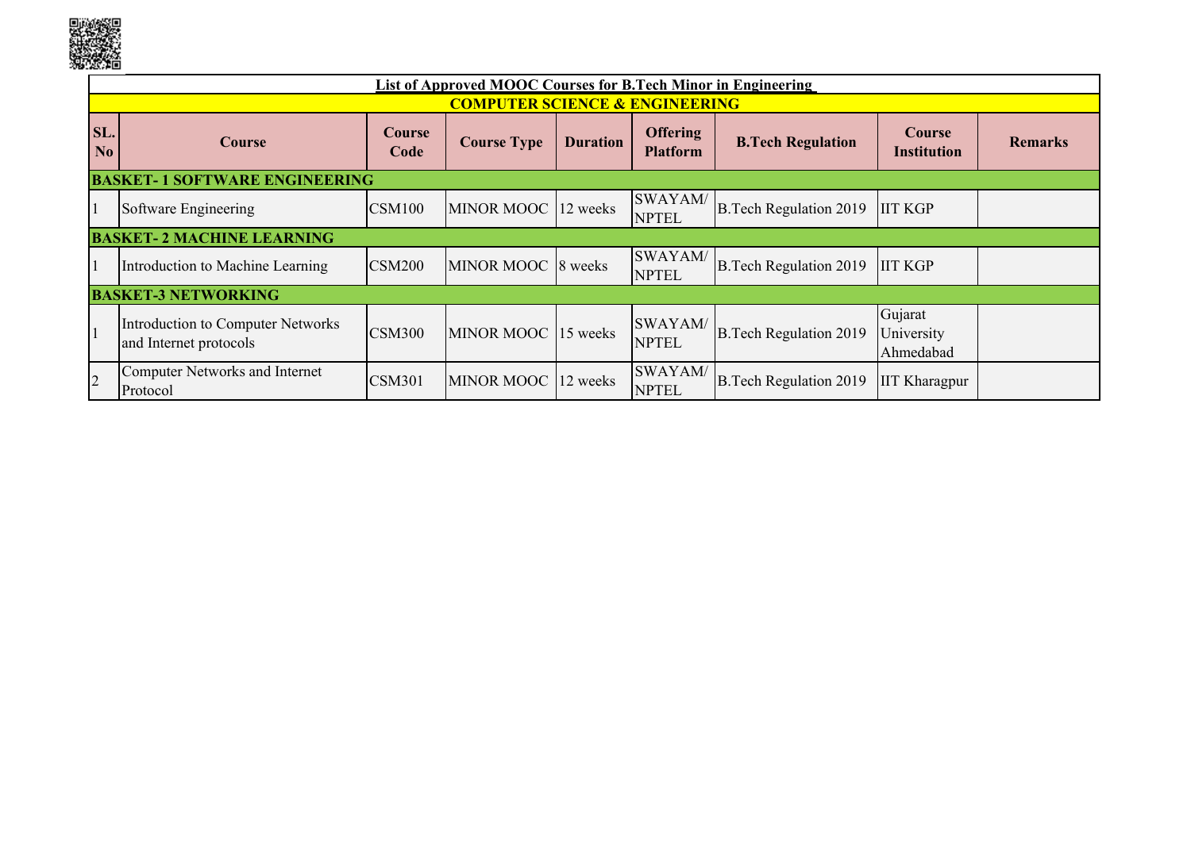| List of Approved MOOC Courses for B.Tech Minor in Engineering | | | | | | | | |
|---|---|---|---|---|---|---|---|---|
| **COMPUTER SCIENCE & ENGINEERING** | | | | | | | | |
| **SL. No** | **Course** | **Course Code** | **Course Type** | **Duration** | **Offering Platform** | **B.Tech Regulation** | **Course Institution** | **Remarks** |
| **BASKET- 1 SOFTWARE ENGINEERING** | | | | | | | | |
| 1 | Software Engineering | CSM100 | MINOR MOOC | 12 weeks | SWAYAM/ NPTEL | B.Tech Regulation 2019 | IIT KGP | |
| **BASKET- 2 MACHINE LEARNING** | | | | | | | | |
| 1 | Introduction to Machine Learning | CSM200 | MINOR MOOC | 8 weeks | SWAYAM/ NPTEL | B.Tech Regulation 2019 | IIT KGP | |
| **BASKET-3 NETWORKING** | | | | | | | | |
| 1 | Introduction to Computer Networks and Internet protocols | CSM300 | MINOR MOOC | 15 weeks | SWAYAM/ NPTEL | B.Tech Regulation 2019 | Gujarat University Ahmedabad | |
| 2 | Computer Networks and Internet Protocol | CSM301 | MINOR MOOC | 12 weeks | SWAYAM/ NPTEL | B.Tech Regulation 2019 | IIT Kharagpur | |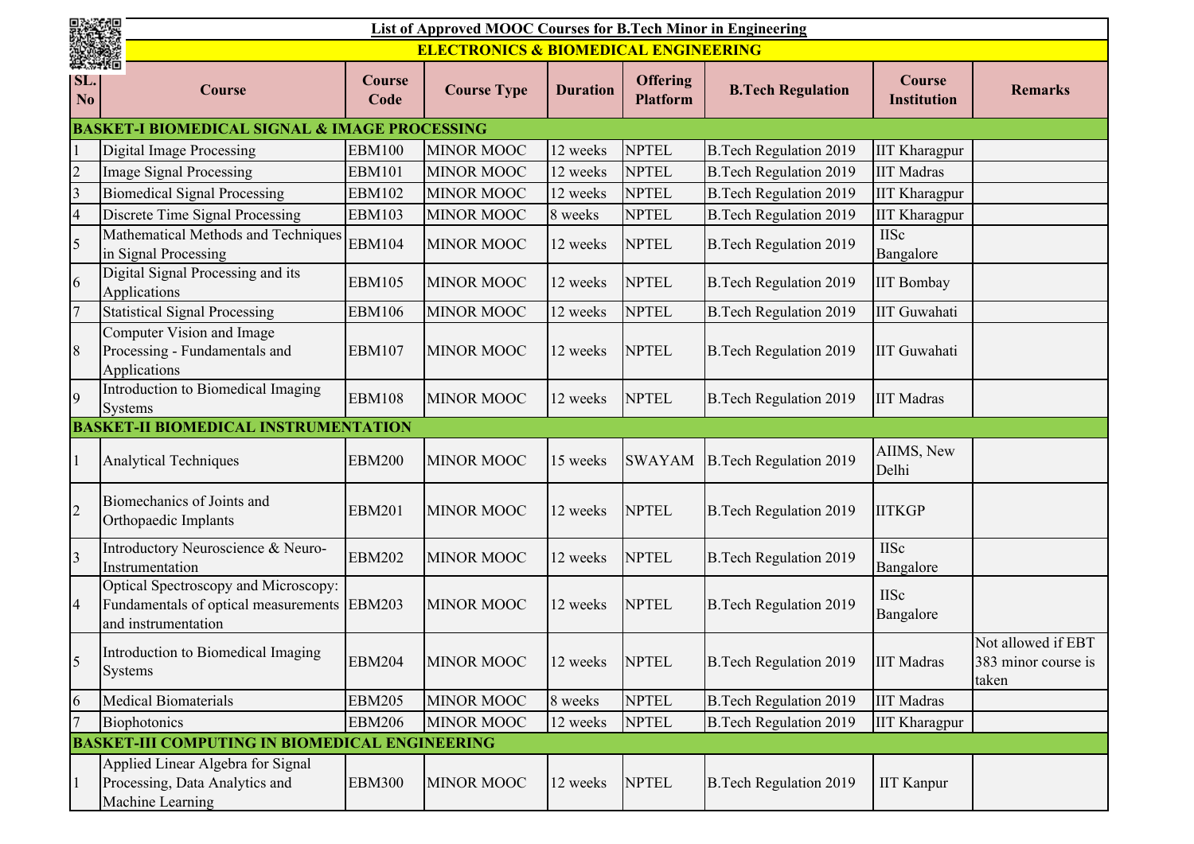## List of Approved MOOC Courses for B.Tech Minor in Engineering

### ELECTRONICS & BIOMEDICAL ENGINEERING

| SL. No | Course | Course Code | Course Type | Duration | Offering Platform | B.Tech Regulation | Course Institution | Remarks |
|---|---|---|---|---|---|---|---|---|
| **BASKET-I BIOMEDICAL SIGNAL & IMAGE PROCESSING** | | | | | | | | |
| 1 | Digital Image Processing | EBM100 | MINOR MOOC | 12 weeks | NPTEL | B.Tech Regulation 2019 | IIT Kharagpur | |
| 2 | Image Signal Processing | EBM101 | MINOR MOOC | 12 weeks | NPTEL | B.Tech Regulation 2019 | IIT Madras | |
| 3 | Biomedical Signal Processing | EBM102 | MINOR MOOC | 12 weeks | NPTEL | B.Tech Regulation 2019 | IIT Kharagpur | |
| 4 | Discrete Time Signal Processing | EBM103 | MINOR MOOC | 8 weeks | NPTEL | B.Tech Regulation 2019 | IIT Kharagpur | |
| 5 | Mathematical Methods and Techniques in Signal Processing | EBM104 | MINOR MOOC | 12 weeks | NPTEL | B.Tech Regulation 2019 | IISc Bangalore | |
| 6 | Digital Signal Processing and its Applications | EBM105 | MINOR MOOC | 12 weeks | NPTEL | B.Tech Regulation 2019 | IIT Bombay | |
| 7 | Statistical Signal Processing | EBM106 | MINOR MOOC | 12 weeks | NPTEL | B.Tech Regulation 2019 | IIT Guwahati | |
| 8 | Computer Vision and Image Processing - Fundamentals and Applications | EBM107 | MINOR MOOC | 12 weeks | NPTEL | B.Tech Regulation 2019 | IIT Guwahati | |
| 9 | Introduction to Biomedical Imaging Systems | EBM108 | MINOR MOOC | 12 weeks | NPTEL | B.Tech Regulation 2019 | IIT Madras | |
| **BASKET-II BIOMEDICAL INSTRUMENTATION** | | | | | | | | |
| 1 | Analytical Techniques | EBM200 | MINOR MOOC | 15 weeks | SWAYAM | B.Tech Regulation 2019 | AIIMS, New Delhi | |
| 2 | Biomechanics of Joints and Orthopaedic Implants | EBM201 | MINOR MOOC | 12 weeks | NPTEL | B.Tech Regulation 2019 | IITKGP | |
| 3 | Introductory Neuroscience & Neuro-Instrumentation | EBM202 | MINOR MOOC | 12 weeks | NPTEL | B.Tech Regulation 2019 | IISc Bangalore | |
| 4 | Optical Spectroscopy and Microscopy: Fundamentals of optical measurements and instrumentation | EBM203 | MINOR MOOC | 12 weeks | NPTEL | B.Tech Regulation 2019 | IISc Bangalore | |
| 5 | Introduction to Biomedical Imaging Systems | EBM204 | MINOR MOOC | 12 weeks | NPTEL | B.Tech Regulation 2019 | IIT Madras | Not allowed if EBT 383 minor course is taken |
| 6 | Medical Biomaterials | EBM205 | MINOR MOOC | 8 weeks | NPTEL | B.Tech Regulation 2019 | IIT Madras | |
| 7 | Biophotonics | EBM206 | MINOR MOOC | 12 weeks | NPTEL | B.Tech Regulation 2019 | IIT Kharagpur | |
| **BASKET-III COMPUTING IN BIOMEDICAL ENGINEERING** | | | | | | | | |
| 1 | Applied Linear Algebra for Signal Processing, Data Analytics and Machine Learning | EBM300 | MINOR MOOC | 12 weeks | NPTEL | B.Tech Regulation 2019 | IIT Kanpur | |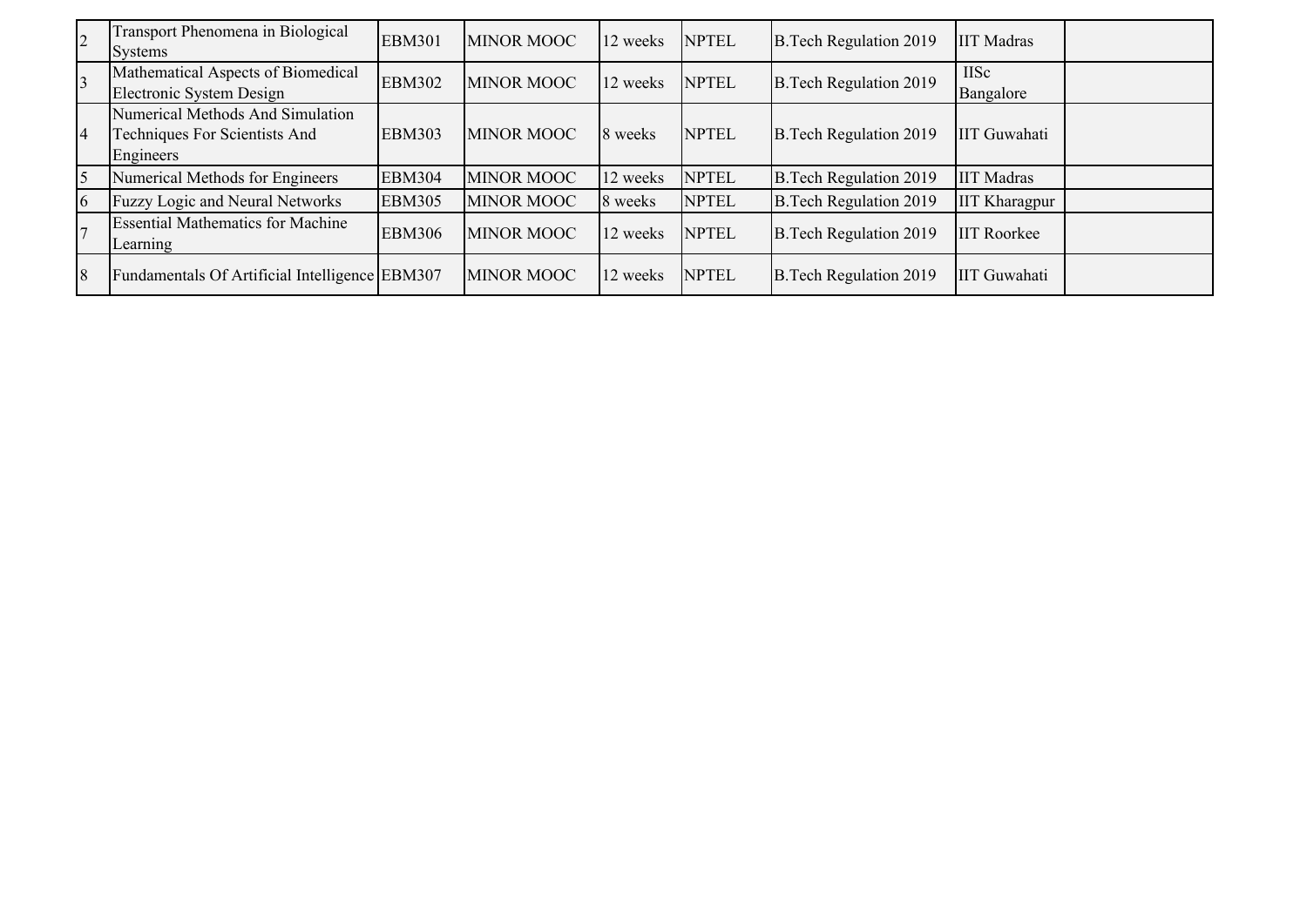| | | | | | | | | |
|---|---|---|---|---|---|---|---|---|
| 2 | Transport Phenomena in Biological Systems | EBM301 | MINOR MOOC | 12 weeks | NPTEL | B.Tech Regulation 2019 | IIT Madras | |
| 3 | Mathematical Aspects of Biomedical Electronic System Design | EBM302 | MINOR MOOC | 12 weeks | NPTEL | B.Tech Regulation 2019 | IISc Bangalore | |
| 4 | Numerical Methods And Simulation Techniques For Scientists And Engineers | EBM303 | MINOR MOOC | 8 weeks | NPTEL | B.Tech Regulation 2019 | IIT Guwahati | |
| 5 | Numerical Methods for Engineers | EBM304 | MINOR MOOC | 12 weeks | NPTEL | B.Tech Regulation 2019 | IIT Madras | |
| 6 | Fuzzy Logic and Neural Networks | EBM305 | MINOR MOOC | 8 weeks | NPTEL | B.Tech Regulation 2019 | IIT Kharagpur | |
| 7 | Essential Mathematics for Machine Learning | EBM306 | MINOR MOOC | 12 weeks | NPTEL | B.Tech Regulation 2019 | IIT Roorkee | |
| 8 | Fundamentals Of Artificial Intelligence | EBM307 | MINOR MOOC | 12 weeks | NPTEL | B.Tech Regulation 2019 | IIT Guwahati | |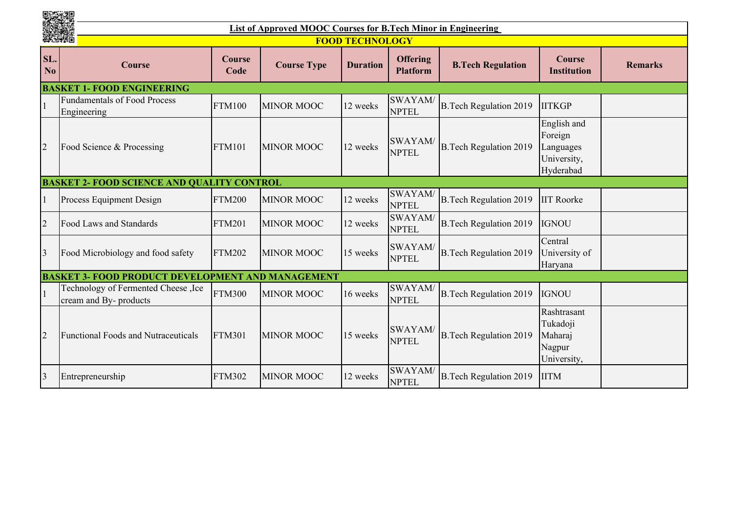## List of Approved MOOC Courses for B.Tech Minor in Engineering

### FOOD TECHNOLOGY

| SL. No | Course | Course Code | Course Type | Duration | Offering Platform | B.Tech Regulation | Course Institution | Remarks |
|---|---|---|---|---|---|---|---|---|
| **BASKET 1- FOOD ENGINEERING** | | | | | | | | |
| 1 | Fundamentals of Food Process Engineering | FTM100 | MINOR MOOC | 12 weeks | SWAYAM/ NPTEL | B.Tech Regulation 2019 | IITKGP | |
| 2 | Food Science & Processing | FTM101 | MINOR MOOC | 12 weeks | SWAYAM/ NPTEL | B.Tech Regulation 2019 | English and Foreign Languages University, Hyderabad | |
| **BASKET 2- FOOD SCIENCE AND QUALITY CONTROL** | | | | | | | | |
| 1 | Process Equipment Design | FTM200 | MINOR MOOC | 12 weeks | SWAYAM/ NPTEL | B.Tech Regulation 2019 | IIT Roorke | |
| 2 | Food Laws and Standards | FTM201 | MINOR MOOC | 12 weeks | SWAYAM/ NPTEL | B.Tech Regulation 2019 | IGNOU | |
| 3 | Food Microbiology and food safety | FTM202 | MINOR MOOC | 15 weeks | SWAYAM/ NPTEL | B.Tech Regulation 2019 | Central University of Haryana | |
| **BASKET 3- FOOD PRODUCT DEVELOPMENT AND MANAGEMENT** | | | | | | | | |
| 1 | Technology of Fermented Cheese ,Ice cream and By- products | FTM300 | MINOR MOOC | 16 weeks | SWAYAM/ NPTEL | B.Tech Regulation 2019 | IGNOU | |
| 2 | Functional Foods and Nutraceuticals | FTM301 | MINOR MOOC | 15 weeks | SWAYAM/ NPTEL | B.Tech Regulation 2019 | Rashtrasant Tukadoji Maharaj Nagpur University, | |
| 3 | Entrepreneurship | FTM302 | MINOR MOOC | 12 weeks | SWAYAM/ NPTEL | B.Tech Regulation 2019 | IITM | |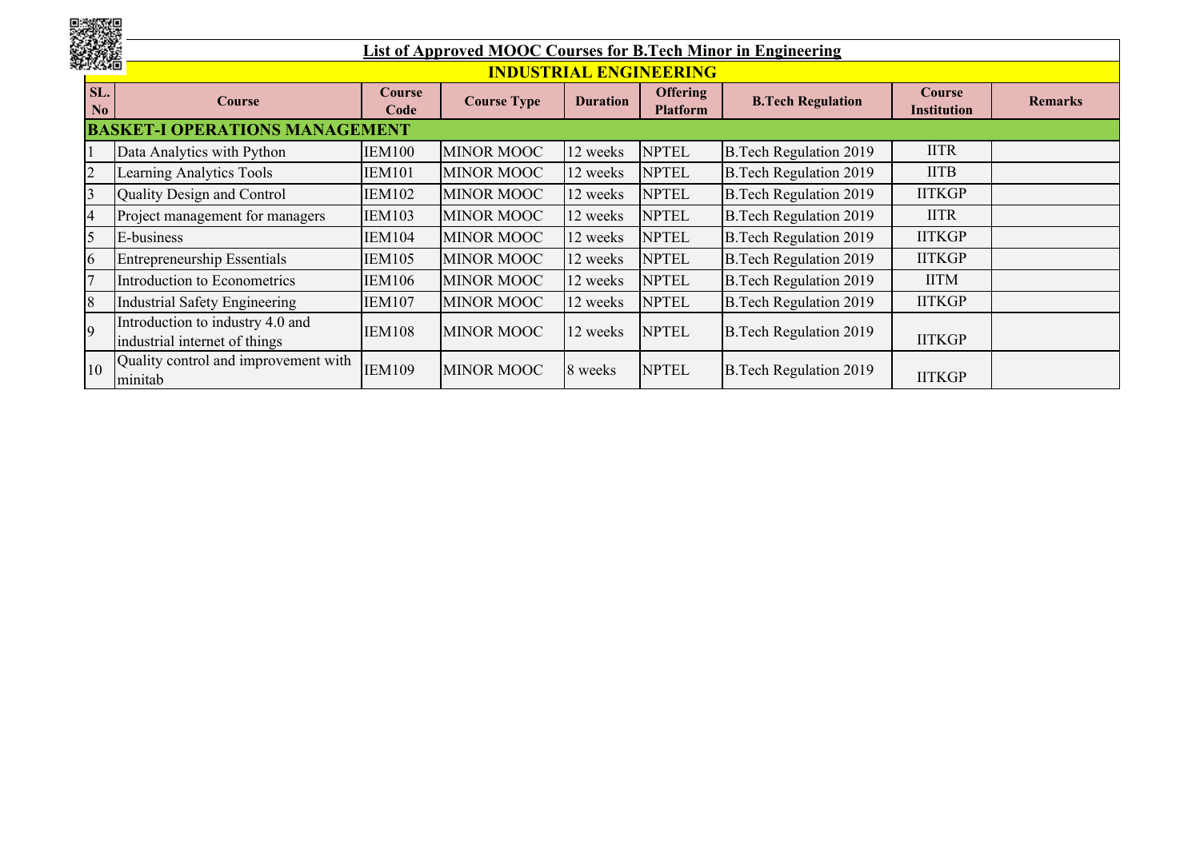## List of Approved MOOC Courses for B.Tech Minor in Engineering

### INDUSTRIAL ENGINEERING

| SL. No | Course | Course Code | Course Type | Duration | Offering Platform | B.Tech Regulation | Course Institution | Remarks |
|---|---|---|---|---|---|---|---|---|
| **BASKET-I OPERATIONS MANAGEMENT** | | | | | | | | |
| 1 | Data Analytics with Python | IEM100 | MINOR MOOC | 12 weeks | NPTEL | B.Tech Regulation 2019 | IITR | |
| 2 | Learning Analytics Tools | IEM101 | MINOR MOOC | 12 weeks | NPTEL | B.Tech Regulation 2019 | IITB | |
| 3 | Quality Design and Control | IEM102 | MINOR MOOC | 12 weeks | NPTEL | B.Tech Regulation 2019 | IITKGP | |
| 4 | Project management for managers | IEM103 | MINOR MOOC | 12 weeks | NPTEL | B.Tech Regulation 2019 | IITR | |
| 5 | E-business | IEM104 | MINOR MOOC | 12 weeks | NPTEL | B.Tech Regulation 2019 | IITKGP | |
| 6 | Entrepreneurship Essentials | IEM105 | MINOR MOOC | 12 weeks | NPTEL | B.Tech Regulation 2019 | IITKGP | |
| 7 | Introduction to Econometrics | IEM106 | MINOR MOOC | 12 weeks | NPTEL | B.Tech Regulation 2019 | IITM | |
| 8 | Industrial Safety Engineering | IEM107 | MINOR MOOC | 12 weeks | NPTEL | B.Tech Regulation 2019 | IITKGP | |
| 9 | Introduction to industry 4.0 and industrial internet of things | IEM108 | MINOR MOOC | 12 weeks | NPTEL | B.Tech Regulation 2019 | IITKGP | |
| 10 | Quality control and improvement with minitab | IEM109 | MINOR MOOC | 8 weeks | NPTEL | B.Tech Regulation 2019 | IITKGP | |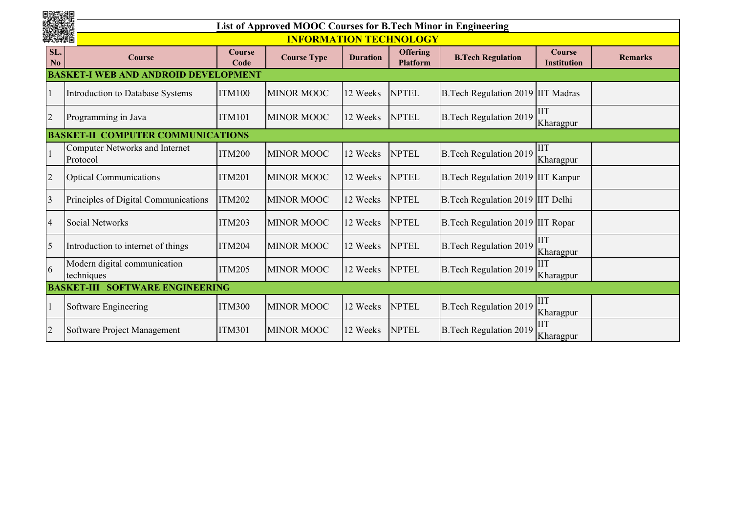# List of Approved MOOC Courses for B.Tech Minor in Engineering

## INFORMATION TECHNOLOGY

| SL. No | Course | Course Code | Course Type | Duration | Offering Platform | B.Tech Regulation | Course Institution | Remarks |
|---|---|---|---|---|---|---|---|---|
| **BASKET-I WEB AND ANDROID DEVELOPMENT** | | | | | | | | |
| 1 | Introduction to Database Systems | ITM100 | MINOR MOOC | 12 Weeks | NPTEL | B.Tech Regulation 2019 | IIT Madras | |
| 2 | Programming in Java | ITM101 | MINOR MOOC | 12 Weeks | NPTEL | B.Tech Regulation 2019 | IIT Kharagpur | |
| **BASKET-II COMPUTER COMMUNICATIONS** | | | | | | | | |
| 1 | Computer Networks and Internet Protocol | ITM200 | MINOR MOOC | 12 Weeks | NPTEL | B.Tech Regulation 2019 | IIT Kharagpur | |
| 2 | Optical Communications | ITM201 | MINOR MOOC | 12 Weeks | NPTEL | B.Tech Regulation 2019 | IIT Kanpur | |
| 3 | Principles of Digital Communications | ITM202 | MINOR MOOC | 12 Weeks | NPTEL | B.Tech Regulation 2019 | IIT Delhi | |
| 4 | Social Networks | ITM203 | MINOR MOOC | 12 Weeks | NPTEL | B.Tech Regulation 2019 | IIT Ropar | |
| 5 | Introduction to internet of things | ITM204 | MINOR MOOC | 12 Weeks | NPTEL | B.Tech Regulation 2019 | IIT Kharagpur | |
| 6 | Modern digital communication techniques | ITM205 | MINOR MOOC | 12 Weeks | NPTEL | B.Tech Regulation 2019 | IIT Kharagpur | |
| **BASKET-III SOFTWARE ENGINEERING** | | | | | | | | |
| 1 | Software Engineering | ITM300 | MINOR MOOC | 12 Weeks | NPTEL | B.Tech Regulation 2019 | IIT Kharagpur | |
| 2 | Software Project Management | ITM301 | MINOR MOOC | 12 Weeks | NPTEL | B.Tech Regulation 2019 | IIT Kharagpur | |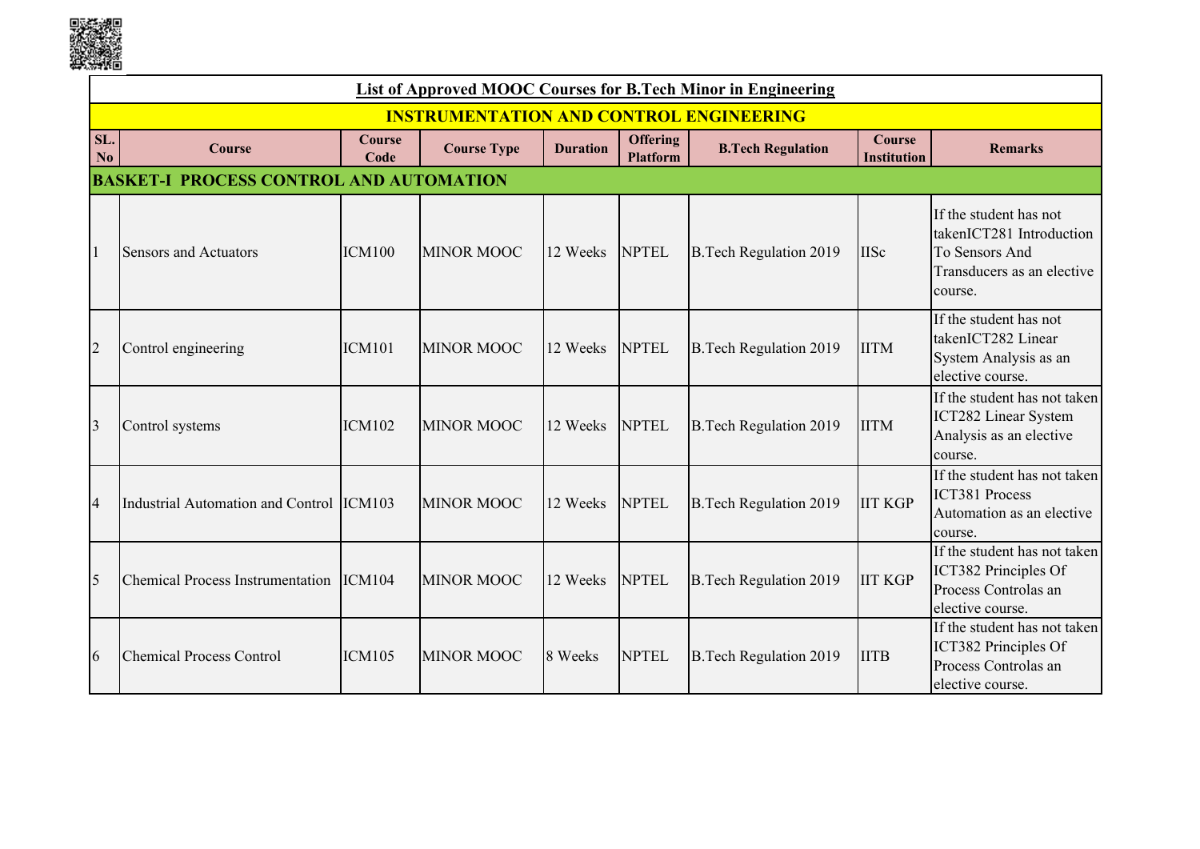## List of Approved MOOC Courses for B.Tech Minor in Engineering

### INSTRUMENTATION AND CONTROL ENGINEERING

| SL. No | Course | Course Code | Course Type | Duration | Offering Platform | B.Tech Regulation | Course Institution | Remarks |
|---|---|---|---|---|---|---|---|---|
| **BASKET-I PROCESS CONTROL AND AUTOMATION** | | | | | | | | |
| 1 | Sensors and Actuators | ICM100 | MINOR MOOC | 12 Weeks | NPTEL | B.Tech Regulation 2019 | IISc | If the student has not takenICT281 Introduction To Sensors And Transducers as an elective course. |
| 2 | Control engineering | ICM101 | MINOR MOOC | 12 Weeks | NPTEL | B.Tech Regulation 2019 | IITM | If the student has not takenICT282 Linear System Analysis as an elective course. |
| 3 | Control systems | ICM102 | MINOR MOOC | 12 Weeks | NPTEL | B.Tech Regulation 2019 | IITM | If the student has not taken ICT282 Linear System Analysis as an elective course. |
| 4 | Industrial Automation and Control | ICM103 | MINOR MOOC | 12 Weeks | NPTEL | B.Tech Regulation 2019 | IIT KGP | If the student has not taken ICT381 Process Automation as an elective course. |
| 5 | Chemical Process Instrumentation | ICM104 | MINOR MOOC | 12 Weeks | NPTEL | B.Tech Regulation 2019 | IIT KGP | If the student has not taken ICT382 Principles Of Process Controlas an elective course. |
| 6 | Chemical Process Control | ICM105 | MINOR MOOC | 8 Weeks | NPTEL | B.Tech Regulation 2019 | IITB | If the student has not taken ICT382 Principles Of Process Controlas an elective course. |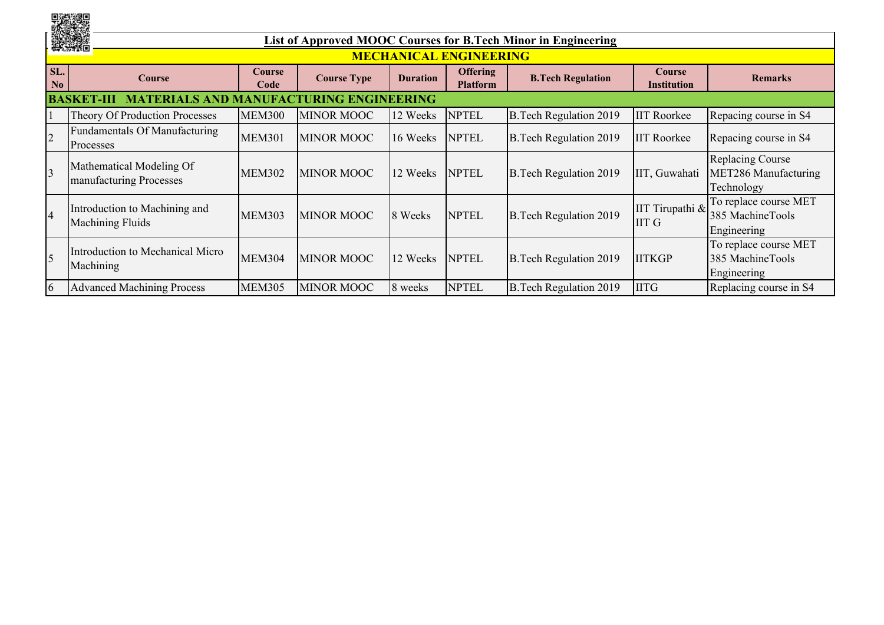## List of Approved MOOC Courses for B.Tech Minor in Engineering

### MECHANICAL ENGINEERING

| SL. No | Course | Course Code | Course Type | Duration | Offering Platform | B.Tech Regulation | Course Institution | Remarks |
|---|---|---|---|---|---|---|---|---|
| **BASKET-III MATERIALS AND MANUFACTURING ENGINEERING** | | | | | | | | |
| 1 | Theory Of Production Processes | MEM300 | MINOR MOOC | 12 Weeks | NPTEL | B.Tech Regulation 2019 | IIT Roorkee | Repacing course in S4 |
| 2 | Fundamentals Of Manufacturing Processes | MEM301 | MINOR MOOC | 16 Weeks | NPTEL | B.Tech Regulation 2019 | IIT Roorkee | Repacing course in S4 |
| 3 | Mathematical Modeling Of manufacturing Processes | MEM302 | MINOR MOOC | 12 Weeks | NPTEL | B.Tech Regulation 2019 | IIT, Guwahati | Replacing Course MET286 Manufacturing Technology |
| 4 | Introduction to Machining and Machining Fluids | MEM303 | MINOR MOOC | 8 Weeks | NPTEL | B.Tech Regulation 2019 | IIT Tirupathi & IIT G | To replace course MET 385 MachineTools Engineering |
| 5 | Introduction to Mechanical Micro Machining | MEM304 | MINOR MOOC | 12 Weeks | NPTEL | B.Tech Regulation 2019 | IITKGP | To replace course MET 385 MachineTools Engineering |
| 6 | Advanced Machining Process | MEM305 | MINOR MOOC | 8 weeks | NPTEL | B.Tech Regulation 2019 | IITG | Replacing course in S4 |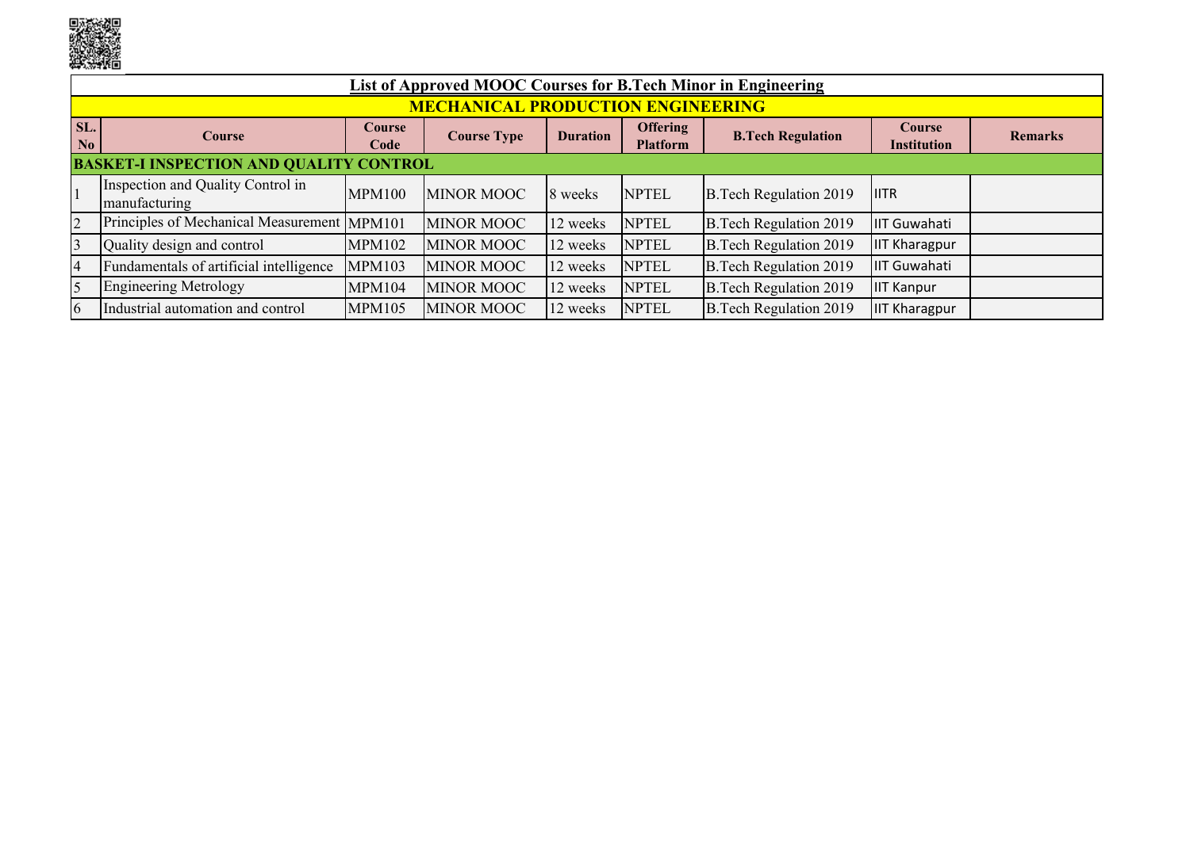## List of Approved MOOC Courses for B.Tech Minor in Engineering

### MECHANICAL PRODUCTION ENGINEERING

| SL. No | Course | Course Code | Course Type | Duration | Offering Platform | B.Tech Regulation | Course Institution | Remarks |
|---|---|---|---|---|---|---|---|---|
| **BASKET-I INSPECTION AND QUALITY CONTROL** | | | | | | | | |
| 1 | Inspection and Quality Control in manufacturing | MPM100 | MINOR MOOC | 8 weeks | NPTEL | B.Tech Regulation 2019 | IITR | |
| 2 | Principles of Mechanical Measurement | MPM101 | MINOR MOOC | 12 weeks | NPTEL | B.Tech Regulation 2019 | IIT Guwahati | |
| 3 | Quality design and control | MPM102 | MINOR MOOC | 12 weeks | NPTEL | B.Tech Regulation 2019 | IIT Kharagpur | |
| 4 | Fundamentals of artificial intelligence | MPM103 | MINOR MOOC | 12 weeks | NPTEL | B.Tech Regulation 2019 | IIT Guwahati | |
| 5 | Engineering Metrology | MPM104 | MINOR MOOC | 12 weeks | NPTEL | B.Tech Regulation 2019 | IIT Kanpur | |
| 6 | Industrial automation and control | MPM105 | MINOR MOOC | 12 weeks | NPTEL | B.Tech Regulation 2019 | IIT Kharagpur | |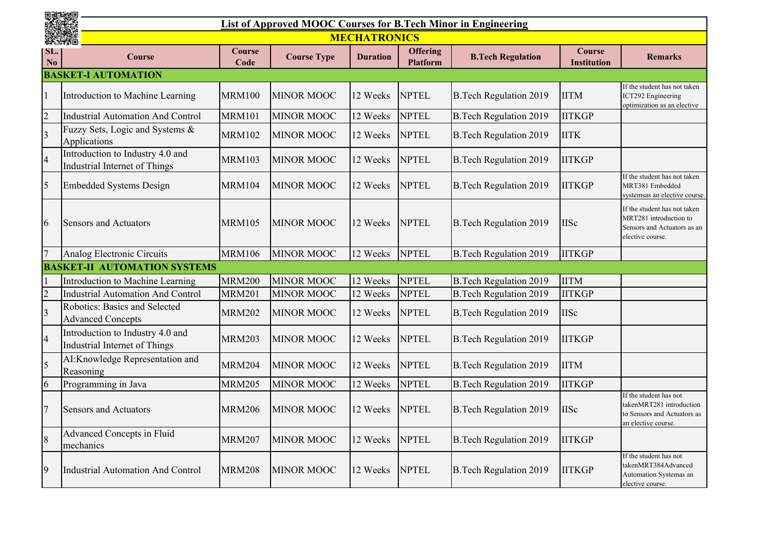# List of Approved MOOC Courses for B.Tech Minor in Engineering

## MECHATRONICS

| SL. No | Course | Course Code | Course Type | Duration | Offering Platform | B.Tech Regulation | Course Institution | Remarks |
|---|---|---|---|---|---|---|---|---|
| **BASKET-I AUTOMATION** | | | | | | | | |
| 1 | Introduction to Machine Learning | MRM100 | MINOR MOOC | 12 Weeks | NPTEL | B.Tech Regulation 2019 | IITM | If the student has not taken ICT292 Engineering optimization as an elective |
| 2 | Industrial Automation And Control | MRM101 | MINOR MOOC | 12 Weeks | NPTEL | B.Tech Regulation 2019 | IITKGP | |
| 3 | Fuzzy Sets, Logic and Systems & Applications | MRM102 | MINOR MOOC | 12 Weeks | NPTEL | B.Tech Regulation 2019 | IITK | |
| 4 | Introduction to Industry 4.0 and Industrial Internet of Things | MRM103 | MINOR MOOC | 12 Weeks | NPTEL | B.Tech Regulation 2019 | IITKGP | |
| 5 | Embedded Systems Design | MRM104 | MINOR MOOC | 12 Weeks | NPTEL | B.Tech Regulation 2019 | IITKGP | If the student has not taken MRT381 Embedded systemsas an elective course. |
| 6 | Sensors and Actuators | MRM105 | MINOR MOOC | 12 Weeks | NPTEL | B.Tech Regulation 2019 | IISc | If the student has not taken MRT281 introduction to Sensors and Actuators as an elective course. |
| 7 | Analog Electronic Circuits | MRM106 | MINOR MOOC | 12 Weeks | NPTEL | B.Tech Regulation 2019 | IITKGP | |
| **BASKET-II AUTOMATION SYSTEMS** | | | | | | | | |
| 1 | Introduction to Machine Learning | MRM200 | MINOR MOOC | 12 Weeks | NPTEL | B.Tech Regulation 2019 | IITM | |
| 2 | Industrial Automation And Control | MRM201 | MINOR MOOC | 12 Weeks | NPTEL | B.Tech Regulation 2019 | IITKGP | |
| 3 | Robotics: Basics and Selected Advanced Concepts | MRM202 | MINOR MOOC | 12 Weeks | NPTEL | B.Tech Regulation 2019 | IISc | |
| 4 | Introduction to Industry 4.0 and Industrial Internet of Things | MRM203 | MINOR MOOC | 12 Weeks | NPTEL | B.Tech Regulation 2019 | IITKGP | |
| 5 | AI:Knowledge Representation and Reasoning | MRM204 | MINOR MOOC | 12 Weeks | NPTEL | B.Tech Regulation 2019 | IITM | |
| 6 | Programming in Java | MRM205 | MINOR MOOC | 12 Weeks | NPTEL | B.Tech Regulation 2019 | IITKGP | |
| 7 | Sensors and Actuators | MRM206 | MINOR MOOC | 12 Weeks | NPTEL | B.Tech Regulation 2019 | IISc | If the student has not takenMRT281 introduction to Sensors and Actuators as an elective course. |
| 8 | Advanced Concepts in Fluid mechanics | MRM207 | MINOR MOOC | 12 Weeks | NPTEL | B.Tech Regulation 2019 | IITKGP | |
| 9 | Industrial Automation And Control | MRM208 | MINOR MOOC | 12 Weeks | NPTEL | B.Tech Regulation 2019 | IITKGP | If the student has not takenMRT384Advanced Automation Systemas an elective course. |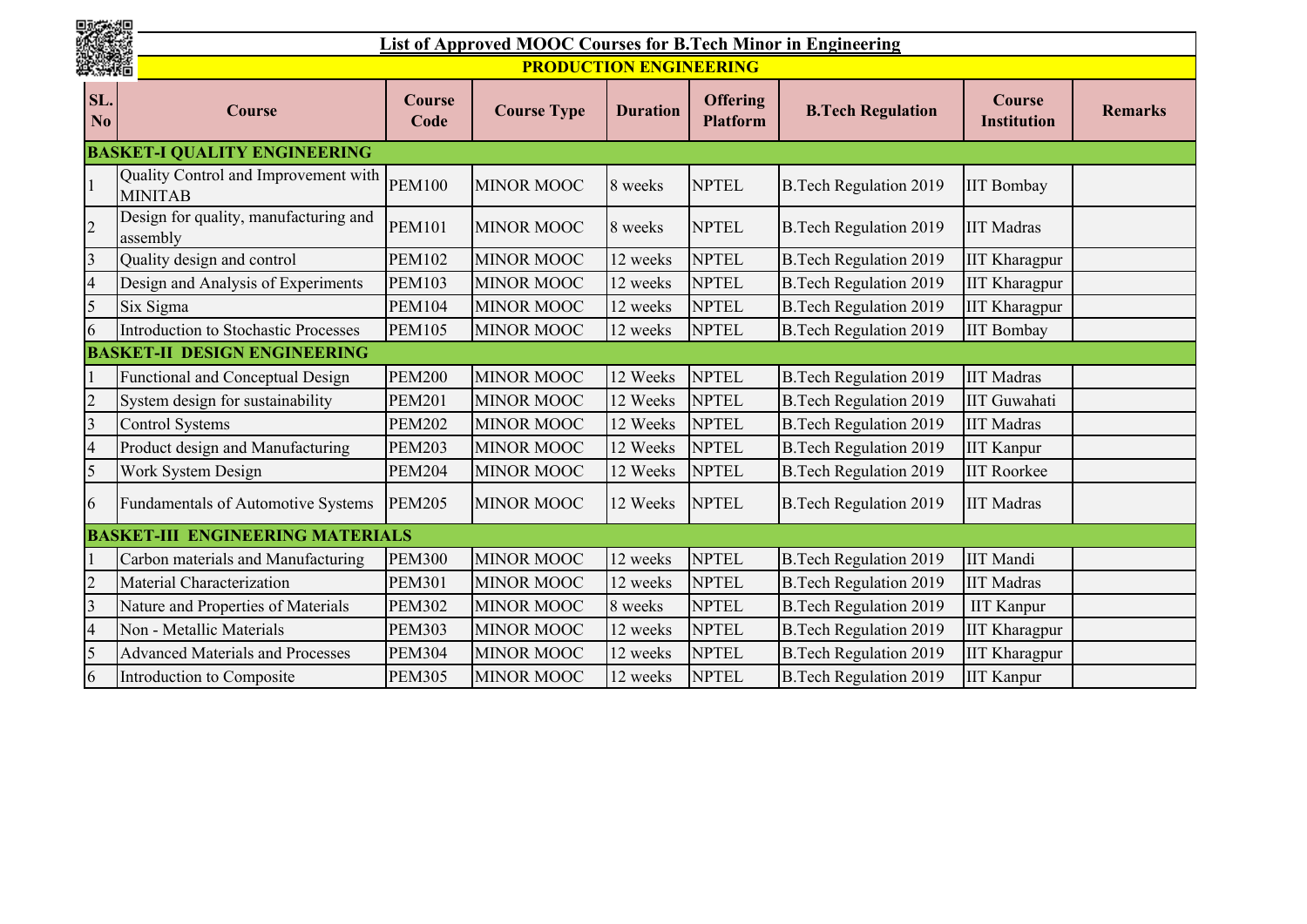## List of Approved MOOC Courses for B.Tech Minor in Engineering

### PRODUCTION ENGINEERING

| SL. No | Course | Course Code | Course Type | Duration | Offering Platform | B.Tech Regulation | Course Institution | Remarks |
|---|---|---|---|---|---|---|---|---|
| **BASKET-I QUALITY ENGINEERING** | | | | | | | | |
| 1 | Quality Control and Improvement with MINITAB | PEM100 | MINOR MOOC | 8 weeks | NPTEL | B.Tech Regulation 2019 | IIT Bombay | |
| 2 | Design for quality, manufacturing and assembly | PEM101 | MINOR MOOC | 8 weeks | NPTEL | B.Tech Regulation 2019 | IIT Madras | |
| 3 | Quality design and control | PEM102 | MINOR MOOC | 12 weeks | NPTEL | B.Tech Regulation 2019 | IIT Kharagpur | |
| 4 | Design and Analysis of Experiments | PEM103 | MINOR MOOC | 12 weeks | NPTEL | B.Tech Regulation 2019 | IIT Kharagpur | |
| 5 | Six Sigma | PEM104 | MINOR MOOC | 12 weeks | NPTEL | B.Tech Regulation 2019 | IIT Kharagpur | |
| 6 | Introduction to Stochastic Processes | PEM105 | MINOR MOOC | 12 weeks | NPTEL | B.Tech Regulation 2019 | IIT Bombay | |
| **BASKET-II DESIGN ENGINEERING** | | | | | | | | |
| 1 | Functional and Conceptual Design | PEM200 | MINOR MOOC | 12 Weeks | NPTEL | B.Tech Regulation 2019 | IIT Madras | |
| 2 | System design for sustainability | PEM201 | MINOR MOOC | 12 Weeks | NPTEL | B.Tech Regulation 2019 | IIT Guwahati | |
| 3 | Control Systems | PEM202 | MINOR MOOC | 12 Weeks | NPTEL | B.Tech Regulation 2019 | IIT Madras | |
| 4 | Product design and Manufacturing | PEM203 | MINOR MOOC | 12 Weeks | NPTEL | B.Tech Regulation 2019 | IIT Kanpur | |
| 5 | Work System Design | PEM204 | MINOR MOOC | 12 Weeks | NPTEL | B.Tech Regulation 2019 | IIT Roorkee | |
| 6 | Fundamentals of Automotive Systems | PEM205 | MINOR MOOC | 12 Weeks | NPTEL | B.Tech Regulation 2019 | IIT Madras | |
| **BASKET-III ENGINEERING MATERIALS** | | | | | | | | |
| 1 | Carbon materials and Manufacturing | PEM300 | MINOR MOOC | 12 weeks | NPTEL | B.Tech Regulation 2019 | IIT Mandi | |
| 2 | Material Characterization | PEM301 | MINOR MOOC | 12 weeks | NPTEL | B.Tech Regulation 2019 | IIT Madras | |
| 3 | Nature and Properties of Materials | PEM302 | MINOR MOOC | 8 weeks | NPTEL | B.Tech Regulation 2019 | IIT Kanpur | |
| 4 | Non - Metallic Materials | PEM303 | MINOR MOOC | 12 weeks | NPTEL | B.Tech Regulation 2019 | IIT Kharagpur | |
| 5 | Advanced Materials and Processes | PEM304 | MINOR MOOC | 12 weeks | NPTEL | B.Tech Regulation 2019 | IIT Kharagpur | |
| 6 | Introduction to Composite | PEM305 | MINOR MOOC | 12 weeks | NPTEL | B.Tech Regulation 2019 | IIT Kanpur | |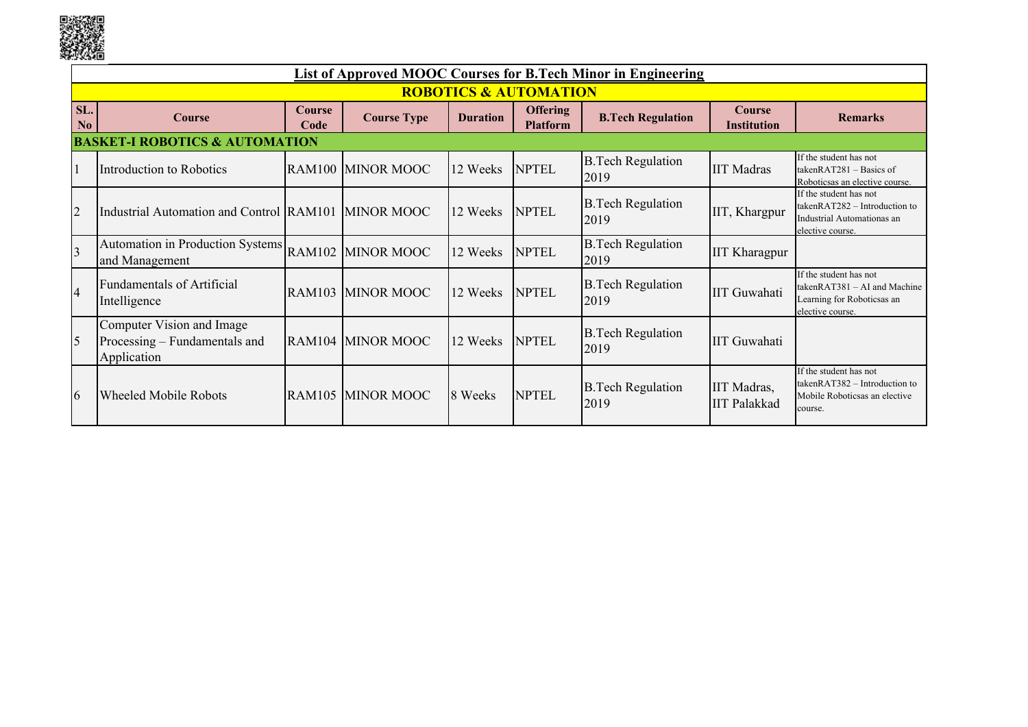## List of Approved MOOC Courses for B.Tech Minor in Engineering

### ROBOTICS & AUTOMATION

| SL. No | Course | Course Code | Course Type | Duration | Offering Platform | B.Tech Regulation | Course Institution | Remarks |
|---|---|---|---|---|---|---|---|---|
| **BASKET-I ROBOTICS & AUTOMATION** | | | | | | | | |
| 1 | Introduction to Robotics | RAM100 | MINOR MOOC | 12 Weeks | NPTEL | B.Tech Regulation 2019 | IIT Madras | If the student has not takenRAT281 – Basics of Roboticsas an elective course. |
| 2 | Industrial Automation and Control | RAM101 | MINOR MOOC | 12 Weeks | NPTEL | B.Tech Regulation 2019 | IIT, Khargpur | If the student has not takenRAT282 – Introduction to Industrial Automationas an elective course. |
| 3 | Automation in Production Systems and Management | RAM102 | MINOR MOOC | 12 Weeks | NPTEL | B.Tech Regulation 2019 | IIT Kharagpur | |
| 4 | Fundamentals of Artificial Intelligence | RAM103 | MINOR MOOC | 12 Weeks | NPTEL | B.Tech Regulation 2019 | IIT Guwahati | If the student has not takenRAT381 – AI and Machine Learning for Roboticsas an elective course. |
| 5 | Computer Vision and Image Processing – Fundamentals and Application | RAM104 | MINOR MOOC | 12 Weeks | NPTEL | B.Tech Regulation 2019 | IIT Guwahati | |
| 6 | Wheeled Mobile Robots | RAM105 | MINOR MOOC | 8 Weeks | NPTEL | B.Tech Regulation 2019 | IIT Madras, IIT Palakkad | If the student has not takenRAT382 – Introduction to Mobile Roboticsas an elective course. |